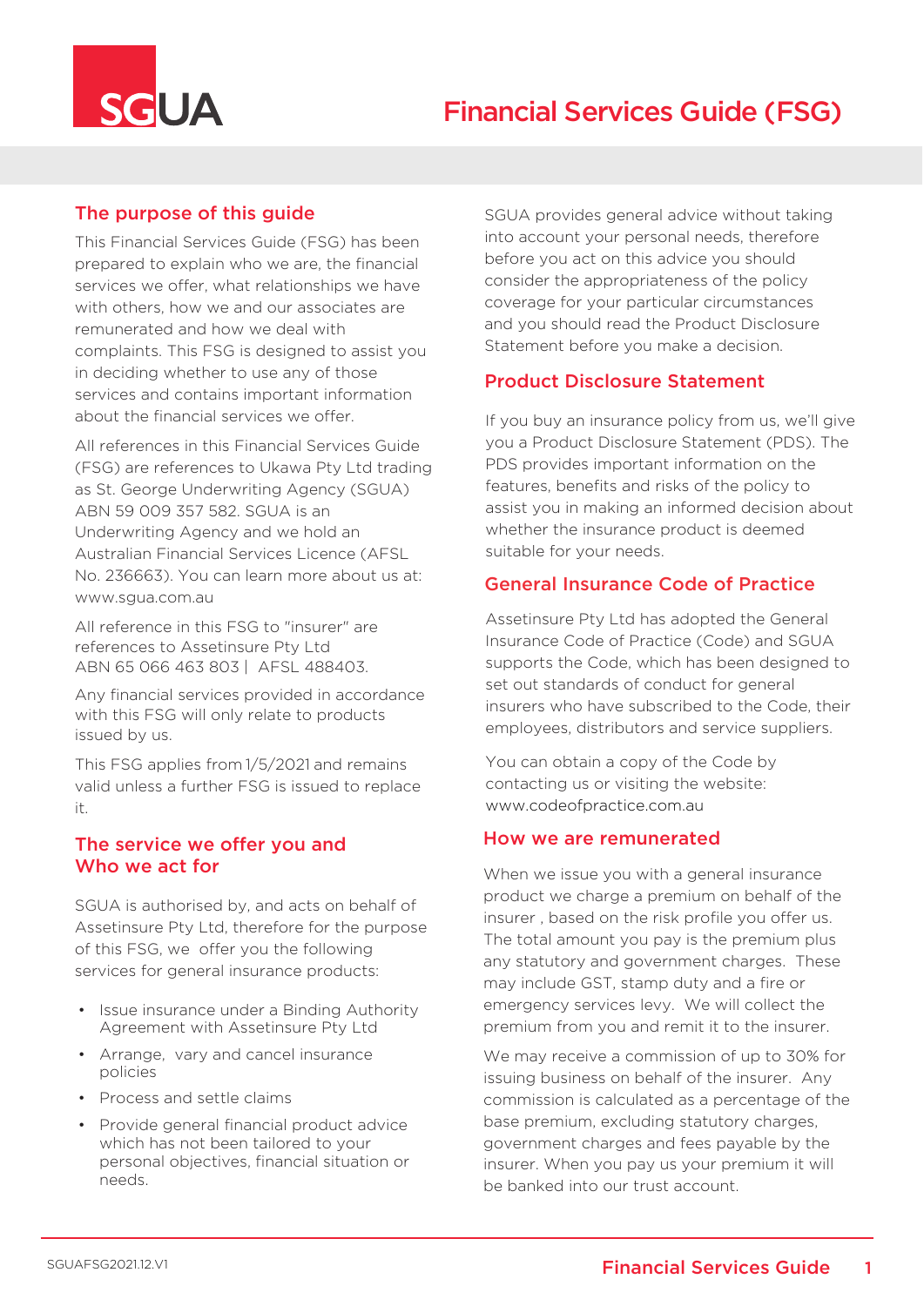# Financial Services Guide (FSG)

## The purpose of this guide

This Financial Services Guide (FSG) has been prepared to explain who we are, the financial services we offer, what relationships we have with others, how we and our associates are remunerated and how we deal with complaints. This FSG is designed to assist you in deciding whether to use any of those services and contains important information about the financial services we offer.

All references in this Financial Services Guide (FSG) are references to Ukawa Pty Ltd trading as St. George Underwriting Agency (SGUA) ABN 59 009 357 582. SGUA is an Underwriting Agency and we hold an Australian Financial Services Licence (AFSL No. 236663). You can learn more about us at: www.sgua.com.au

All reference in this FSG to "insurer" are references to Assetinsure Pty Ltd ABN 65 066 463 803 | AFSL 488403.

Any financial services provided in accordance with this FSG will only relate to products issued by us.

This FSG applies from 1/5/2021 and remains valid unless a further FSG is issued to replace it.

## The service we offer you and Who we act for

SGUA is authorised by, and acts on behalf of Assetinsure Pty Ltd, therefore for the purpose of this FSG, we offer you the following services for general insurance products:

- Issue insurance under a Binding Authority Agreement with Assetinsure Pty Ltd
- Arrange, vary and cancel insurance policies
- Process and settle claims
- Provide general financial product advice which has not been tailored to your personal objectives, financial situation or needs.

SGUA provides general advice without taking into account your personal needs, therefore before you act on this advice you should consider the appropriateness of the policy coverage for your particular circumstances and you should read the Product Disclosure Statement before you make a decision.

## Product Disclosure Statement

If you buy an insurance policy from us, we'll give you a Product Disclosure Statement (PDS). The PDS provides important information on the features, benefits and risks of the policy to assist you in making an informed decision about whether the insurance product is deemed suitable for your needs.

## General Insurance Code of Practice

Assetinsure Pty Ltd has adopted the General Insurance Code of Practice (Code) and SGUA supports the Code, which has been designed to set out standards of conduct for general insurers who have subscribed to the Code, their employees, distributors and service suppliers.

You can obtain a copy of the Code by contacting us or visiting the website: www.codeofpractice.com.au

## How we are remunerated

When we issue you with a general insurance product we charge a premium on behalf of the insurer , based on the risk profile you offer us. The total amount you pay is the premium plus any statutory and government charges. These may include GST, stamp duty and a fire or emergency services levy. We will collect the premium from you and remit it to the insurer.

We may receive a commission of up to 30% for issuing business on behalf of the insurer. Any commission is calculated as a percentage of the base premium, excluding statutory charges, government charges and fees payable by the insurer. When you pay us your premium it will be banked into our trust account.

SGUAFSG2021.12.V1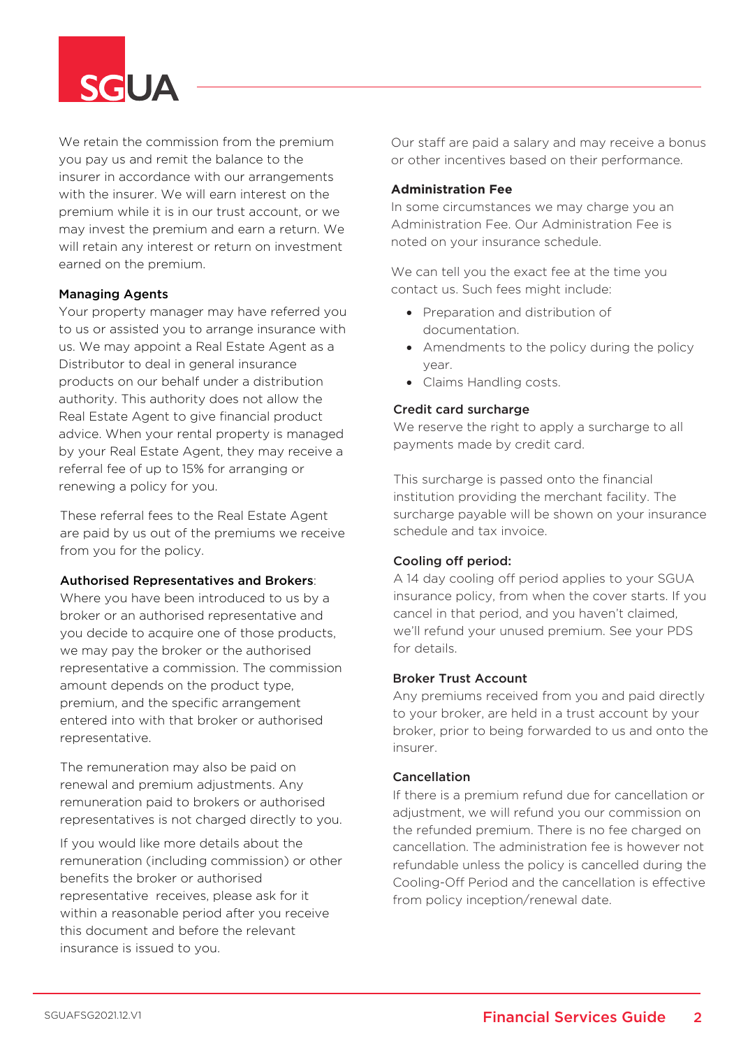We retain the commission from the premium you pay us and remit the balance to the insurer in accordance with our arrangements with the insurer. We will earn interest on the premium while it is in our trust account, or we may invest the premium and earn a return. We will retain any interest or return on investment earned on the premium.

**Managing Agents**

Your property manager may have referred you to us or assisted you to arrange insurance with us. We may appoint a Real Estate Agent as a Distributor to deal in general insurance products on our behalf under a distribution authority. This authority does not allow the Real Estate Agent to give financial product advice. When your rental property is managed by your Real Estate Agent, they may receive a referral fee of up to 15% for arranging or renewing a policy for you.

These referral fees to the Real Estate Agent are paid by us out of the premiums we receive from you for the policy.

**Authorised Representatives and Brokers**:

Where you have been introduced to us by a broker or an authorised representative and you decide to acquire one of those products, we may pay the broker or the authorised representative a commission. The commission amount depends on the product type, premium, and the specific arrangement entered into with that broker or authorised representative.

The remuneration may also be paid on renewal and premium adjustments. Any remuneration paid to brokers or authorised representatives is not charged directly to you.

If you would like more details about the remuneration (including commission) or other benefits the broker or authorised representative receives, please ask for it within a reasonable period after you receive this document and before the relevant insurance is issued to you.

Our staff are paid a salary and may receive a bonus or other incentives based on their performance.

**Administration Fee**

In some circumstances we may charge you an Administration Fee. Our Administration Fee is noted on your insurance schedule.

We can tell you the exact fee at the time you contact us. Such fees might include:

- Preparation and distribution of documentation.
- Amendments to the policy during the policy year.
- Claims Handling costs.

**Credit card surcharge**

We reserve the right to apply a surcharge to all payments made by credit card.

This surcharge is passed onto the financial institution providing the merchant facility. The surcharge payable will be shown on your insurance schedule and tax invoice.

**Cooling off period:**

A 14 day cooling off period applies to your SGUA insurance policy, from when the cover starts. If you cancel in that period, and you haven't claimed, we'll refund your unused premium. See your PDS for details.

**Broker Trust Account**

Any premiums received from you and paid directly to your broker, are held in a trust account by your broker, prior to being forwarded to us and onto the insurer.

**Cancellation**

If there is a premium refund due for cancellation or adjustment, we will refund you our commission on the refunded premium. There is no fee charged on cancellation. The administration fee is however not refundable unless the policy is cancelled during the Cooling-Off Period and the cancellation is effective from policy inception/renewal date.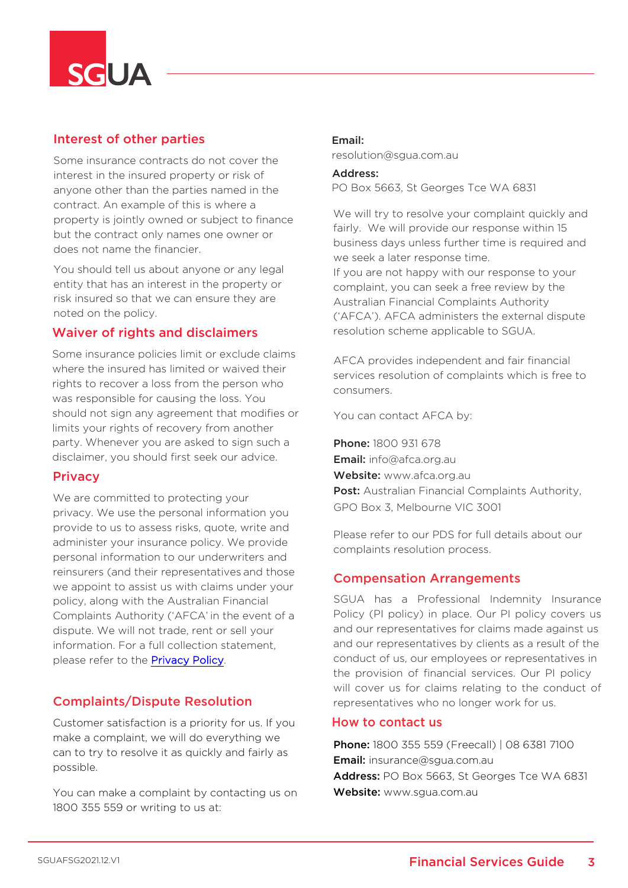## Interest of other parties

Some insurance contracts do not cover the interest in the insured property or risk of anyone other than the parties named in the contract. An example of this is where a property is jointly owned or subject to finance but the contract only names one owner or does not name the financier.

You should tell us about anyone or any legal entity that has an interest in the property or risk insured so that we can ensure they are noted on the policy.

## Waiver of rights and disclaimers

Some insurance policies limit or exclude claims where the insured has limited or waived their rights to recover a loss from the person who was responsible for causing the loss. You should not sign any agreement that modifies or limits your rights of recovery from another party. Whenever you are asked to sign such a disclaimer, you should first seek our advice.

## Privacy

We are committed to protecting your privacy. We use the personal information you provide to us to assess risks, quote, write and administer your insurance policy. We provide personal information to our underwriters and reinsurers (and their representatives and those we appoint to assist us with claims under your policy, along with the Australian Financial Complaints Authority ('AFCA' in the event of a dispute. We will not trade, rent or sell your information. For a full collection statement, please refer to the Privacy Policy.

## Complaints/Dispute Resolution

Customer satisfaction is a priority for us. If you make a complaint, we will do everything we can to try to resolve it as quickly and fairly as possible.

You can make a complaint by contacting us on 1800 355 559 or writing to us at:

**Email:**
resolution@sgua.com.au

**Address:**
PO Box 5663, St Georges Tce WA 6831

We will try to resolve your complaint quickly and fairly. We will provide our response within 15 business days unless further time is required and we seek a later response time.
If you are not happy with our response to your complaint, you can seek a free review by the Australian Financial Complaints Authority ('AFCA'). AFCA administers the external dispute resolution scheme applicable to SGUA.

AFCA provides independent and fair financial services resolution of complaints which is free to consumers.

You can contact AFCA by:

**Phone:** 1800 931 678
**Email:** info@afca.org.au
**Website:** www.afca.org.au
**Post:** Australian Financial Complaints Authority, GPO Box 3, Melbourne VIC 3001

Please refer to our PDS for full details about our complaints resolution process.

## Compensation Arrangements

SGUA has a Professional Indemnity Insurance Policy (PI policy) in place. Our PI policy covers us and our representatives for claims made against us and our representatives by clients as a result of the conduct of us, our employees or representatives in the provision of financial services. Our PI policy will cover us for claims relating to the conduct of representatives who no longer work for us.

## How to contact us

**Phone:** 1800 355 559 (Freecall) | 08 6381 7100
**Email:** insurance@sgua.com.au
**Address:** PO Box 5663, St Georges Tce WA 6831
**Website:** www.sgua.com.au